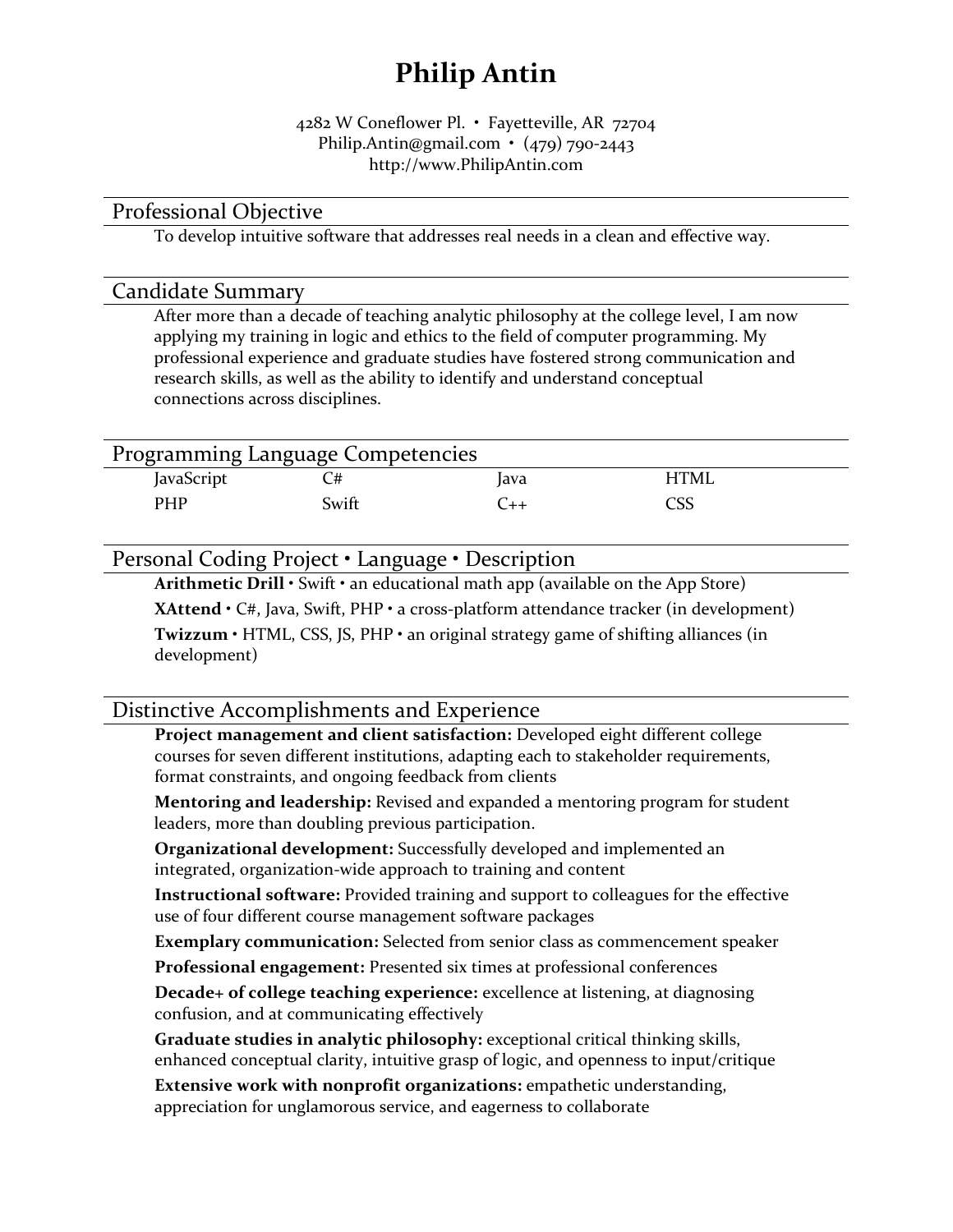# Philip Antin

4282 W Coneflower Pl. • Fayetteville, AR 72704
Philip.Antin@gmail.com • (479) 790-2443
http://www.PhilipAntin.com

## Professional Objective

To develop intuitive software that addresses real needs in a clean and effective way.

## Candidate Summary

After more than a decade of teaching analytic philosophy at the college level, I am now applying my training in logic and ethics to the field of computer programming. My professional experience and graduate studies have fostered strong communication and research skills, as well as the ability to identify and understand conceptual connections across disciplines.

## Programming Language Competencies

| | | | |
|---|---|---|---|
| JavaScript | C# | Java | HTML |
| PHP | Swift | C++ | CSS |

## Personal Coding Project • Language • Description

**Arithmetic Drill** • Swift • an educational math app (available on the App Store)

**XAttend** • C#, Java, Swift, PHP • a cross-platform attendance tracker (in development)

**Twizzum** • HTML, CSS, JS, PHP • an original strategy game of shifting alliances (in development)

## Distinctive Accomplishments and Experience

**Project management and client satisfaction:** Developed eight different college courses for seven different institutions, adapting each to stakeholder requirements, format constraints, and ongoing feedback from clients

**Mentoring and leadership:** Revised and expanded a mentoring program for student leaders, more than doubling previous participation.

**Organizational development:** Successfully developed and implemented an integrated, organization-wide approach to training and content

**Instructional software:** Provided training and support to colleagues for the effective use of four different course management software packages

**Exemplary communication:** Selected from senior class as commencement speaker

**Professional engagement:** Presented six times at professional conferences

**Decade+ of college teaching experience:** excellence at listening, at diagnosing confusion, and at communicating effectively

**Graduate studies in analytic philosophy:** exceptional critical thinking skills, enhanced conceptual clarity, intuitive grasp of logic, and openness to input/critique

**Extensive work with nonprofit organizations:** empathetic understanding, appreciation for unglamorous service, and eagerness to collaborate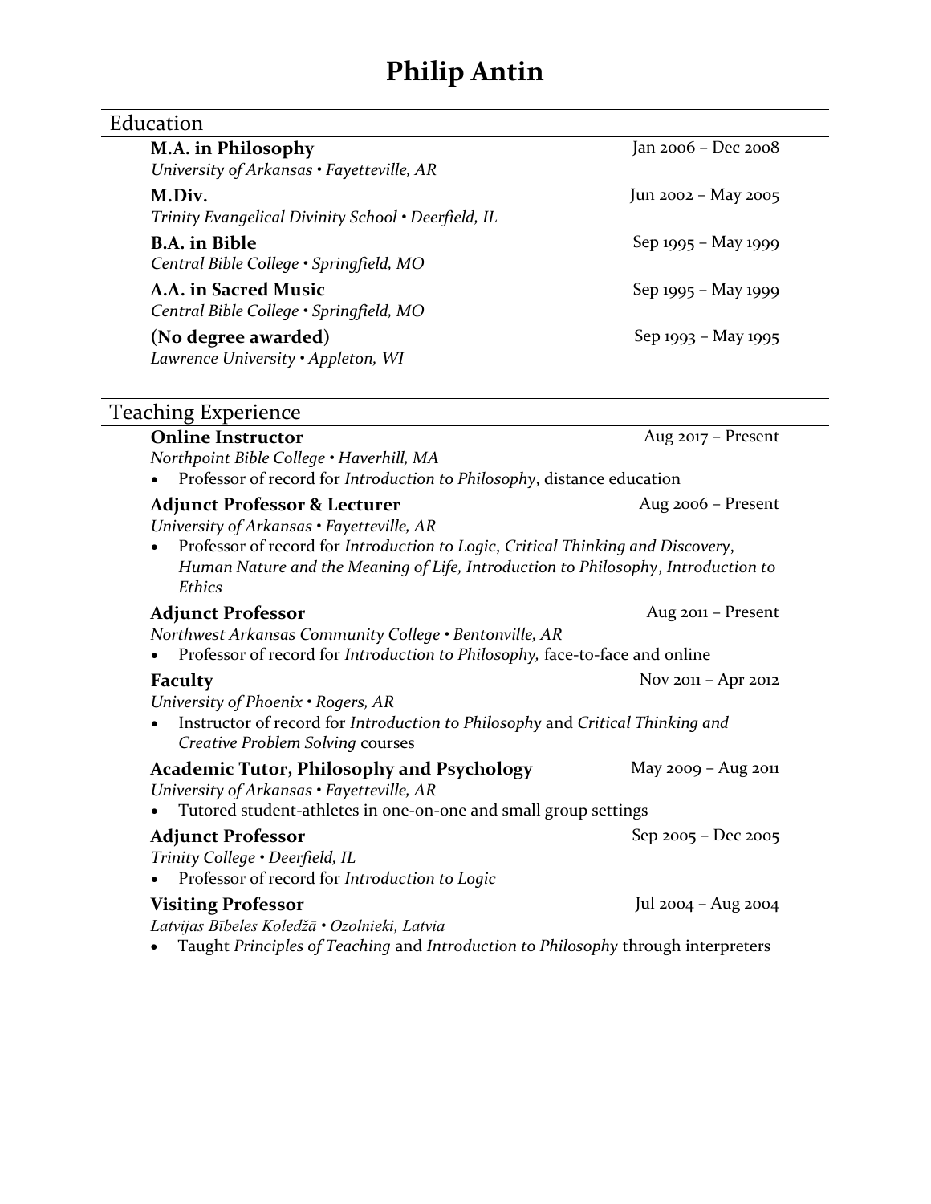# Philip Antin

## Education

**M.A. in Philosophy** — Jan 2006 – Dec 2008
*University of Arkansas • Fayetteville, AR*

**M.Div.** — Jun 2002 – May 2005
*Trinity Evangelical Divinity School • Deerfield, IL*

**B.A. in Bible** — Sep 1995 – May 1999
*Central Bible College • Springfield, MO*

**A.A. in Sacred Music** — Sep 1995 – May 1999
*Central Bible College • Springfield, MO*

**(No degree awarded)** — Sep 1993 – May 1995
*Lawrence University • Appleton, WI*

## Teaching Experience

**Online Instructor** — Aug 2017 – Present
*Northpoint Bible College • Haverhill, MA*

- Professor of record for *Introduction to Philosophy*, distance education

**Adjunct Professor & Lecturer** — Aug 2006 – Present
*University of Arkansas • Fayetteville, AR*

- Professor of record for *Introduction to Logic*, *Critical Thinking and Discovery*, *Human Nature and the Meaning of Life, Introduction to Philosophy*, *Introduction to Ethics*

**Adjunct Professor** — Aug 2011 – Present
*Northwest Arkansas Community College • Bentonville, AR*

- Professor of record for *Introduction to Philosophy,* face-to-face and online

**Faculty** — Nov 2011 – Apr 2012
*University of Phoenix • Rogers, AR*

- Instructor of record for *Introduction to Philosophy* and *Critical Thinking and Creative Problem Solving* courses

**Academic Tutor, Philosophy and Psychology** — May 2009 – Aug 2011
*University of Arkansas • Fayetteville, AR*

- Tutored student-athletes in one-on-one and small group settings

**Adjunct Professor** — Sep 2005 – Dec 2005
*Trinity College • Deerfield, IL*

- Professor of record for *Introduction to Logic*

**Visiting Professor** — Jul 2004 – Aug 2004
*Latvijas Bībeles Koledžā • Ozolnieki, Latvia*

- Taught *Principles of Teaching* and *Introduction to Philosophy* through interpreters